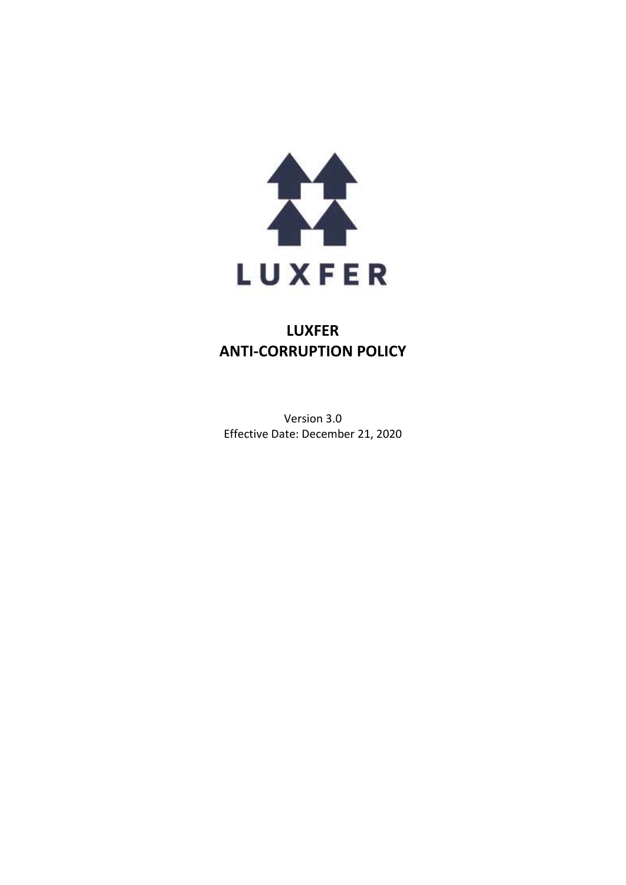LUXFER

# LUXFER ANTI-CORRUPTION POLICY

Version 3.0

Effective Date: December 21, 2020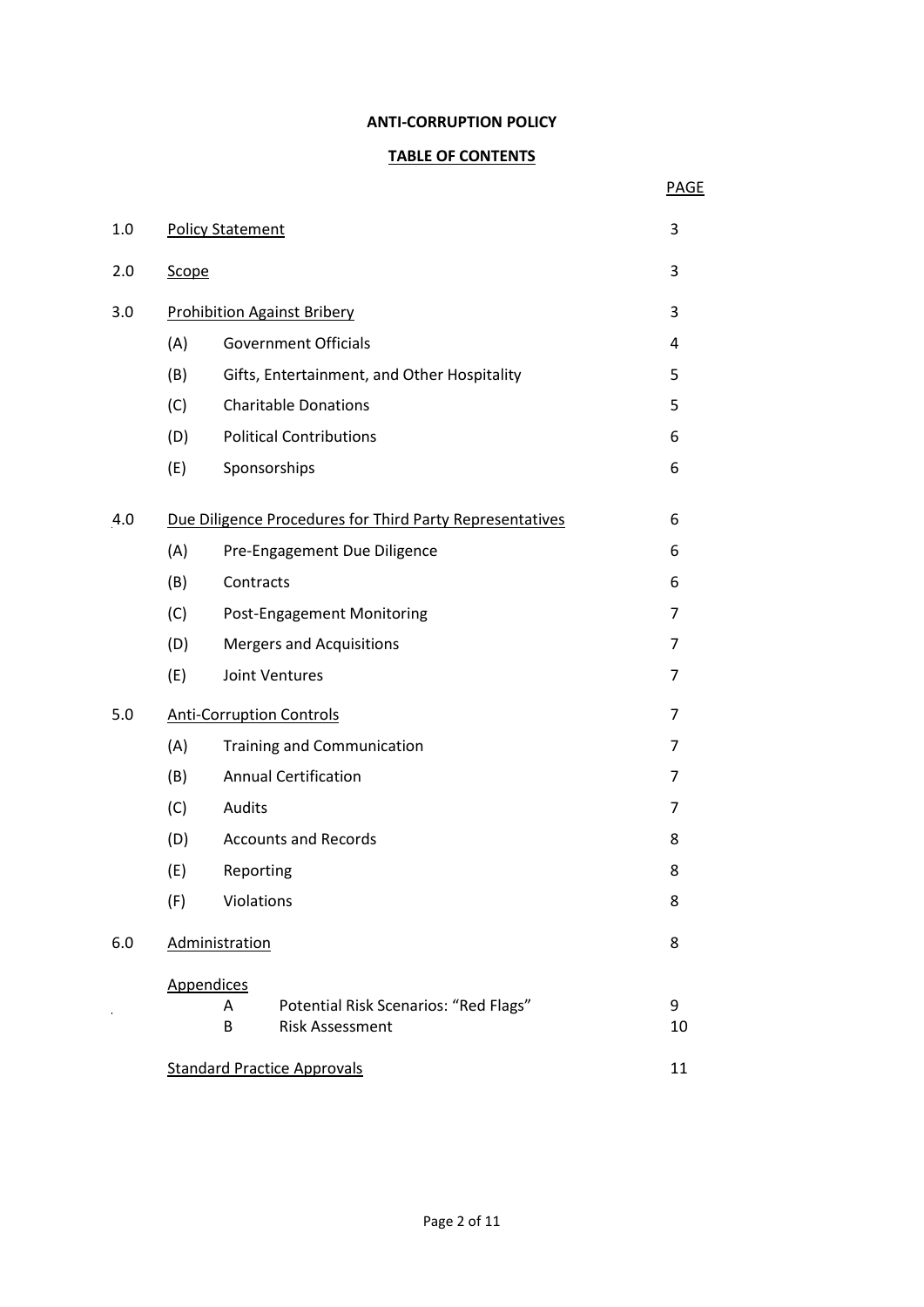**ANTI-CORRUPTION POLICY**

**TABLE OF CONTENTS**

| | | | PAGE |
|---|---|---|---|
| 1.0 | Policy Statement | | 3 |
| 2.0 | Scope | | 3 |
| 3.0 | Prohibition Against Bribery | | 3 |
| | (A) | Government Officials | 4 |
| | (B) | Gifts, Entertainment, and Other Hospitality | 5 |
| | (C) | Charitable Donations | 5 |
| | (D) | Political Contributions | 6 |
| | (E) | Sponsorships | 6 |
| 4.0 | Due Diligence Procedures for Third Party Representatives | | 6 |
| | (A) | Pre-Engagement Due Diligence | 6 |
| | (B) | Contracts | 6 |
| | (C) | Post-Engagement Monitoring | 7 |
| | (D) | Mergers and Acquisitions | 7 |
| | (E) | Joint Ventures | 7 |
| 5.0 | Anti-Corruption Controls | | 7 |
| | (A) | Training and Communication | 7 |
| | (B) | Annual Certification | 7 |
| | (C) | Audits | 7 |
| | (D) | Accounts and Records | 8 |
| | (E) | Reporting | 8 |
| | (F) | Violations | 8 |
| 6.0 | Administration | | 8 |
| | Appendices | | |
| | A | Potential Risk Scenarios: "Red Flags" | 9 |
| | B | Risk Assessment | 10 |
| | Standard Practice Approvals | | 11 |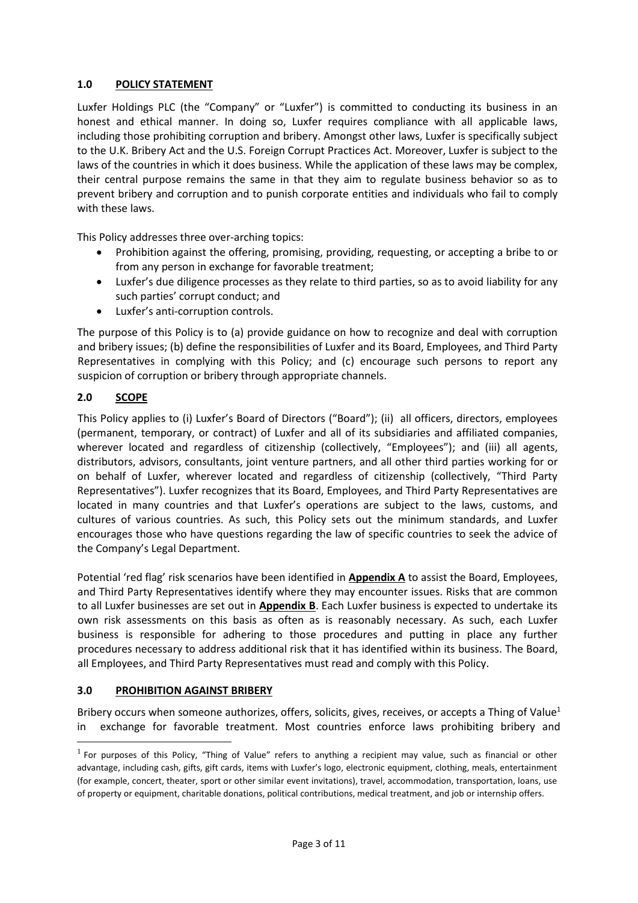## 1.0 POLICY STATEMENT

Luxfer Holdings PLC (the "Company" or "Luxfer") is committed to conducting its business in an honest and ethical manner. In doing so, Luxfer requires compliance with all applicable laws, including those prohibiting corruption and bribery. Amongst other laws, Luxfer is specifically subject to the U.K. Bribery Act and the U.S. Foreign Corrupt Practices Act. Moreover, Luxfer is subject to the laws of the countries in which it does business. While the application of these laws may be complex, their central purpose remains the same in that they aim to regulate business behavior so as to prevent bribery and corruption and to punish corporate entities and individuals who fail to comply with these laws.

This Policy addresses three over-arching topics:

- Prohibition against the offering, promising, providing, requesting, or accepting a bribe to or from any person in exchange for favorable treatment;
- Luxfer's due diligence processes as they relate to third parties, so as to avoid liability for any such parties' corrupt conduct; and
- Luxfer's anti-corruption controls.

The purpose of this Policy is to (a) provide guidance on how to recognize and deal with corruption and bribery issues; (b) define the responsibilities of Luxfer and its Board, Employees, and Third Party Representatives in complying with this Policy; and (c) encourage such persons to report any suspicion of corruption or bribery through appropriate channels.

## 2.0 SCOPE

This Policy applies to (i) Luxfer's Board of Directors ("Board"); (ii) all officers, directors, employees (permanent, temporary, or contract) of Luxfer and all of its subsidiaries and affiliated companies, wherever located and regardless of citizenship (collectively, "Employees"); and (iii) all agents, distributors, advisors, consultants, joint venture partners, and all other third parties working for or on behalf of Luxfer, wherever located and regardless of citizenship (collectively, "Third Party Representatives"). Luxfer recognizes that its Board, Employees, and Third Party Representatives are located in many countries and that Luxfer's operations are subject to the laws, customs, and cultures of various countries. As such, this Policy sets out the minimum standards, and Luxfer encourages those who have questions regarding the law of specific countries to seek the advice of the Company's Legal Department.

Potential 'red flag' risk scenarios have been identified in **Appendix A** to assist the Board, Employees, and Third Party Representatives identify where they may encounter issues. Risks that are common to all Luxfer businesses are set out in **Appendix B**. Each Luxfer business is expected to undertake its own risk assessments on this basis as often as is reasonably necessary. As such, each Luxfer business is responsible for adhering to those procedures and putting in place any further procedures necessary to address additional risk that it has identified within its business. The Board, all Employees, and Third Party Representatives must read and comply with this Policy.

## 3.0 PROHIBITION AGAINST BRIBERY

Bribery occurs when someone authorizes, offers, solicits, gives, receives, or accepts a Thing of Value[1] in exchange for favorable treatment. Most countries enforce laws prohibiting bribery and

[1] For purposes of this Policy, "Thing of Value" refers to anything a recipient may value, such as financial or other advantage, including cash, gifts, gift cards, items with Luxfer's logo, electronic equipment, clothing, meals, entertainment (for example, concert, theater, sport or other similar event invitations), travel, accommodation, transportation, loans, use of property or equipment, charitable donations, political contributions, medical treatment, and job or internship offers.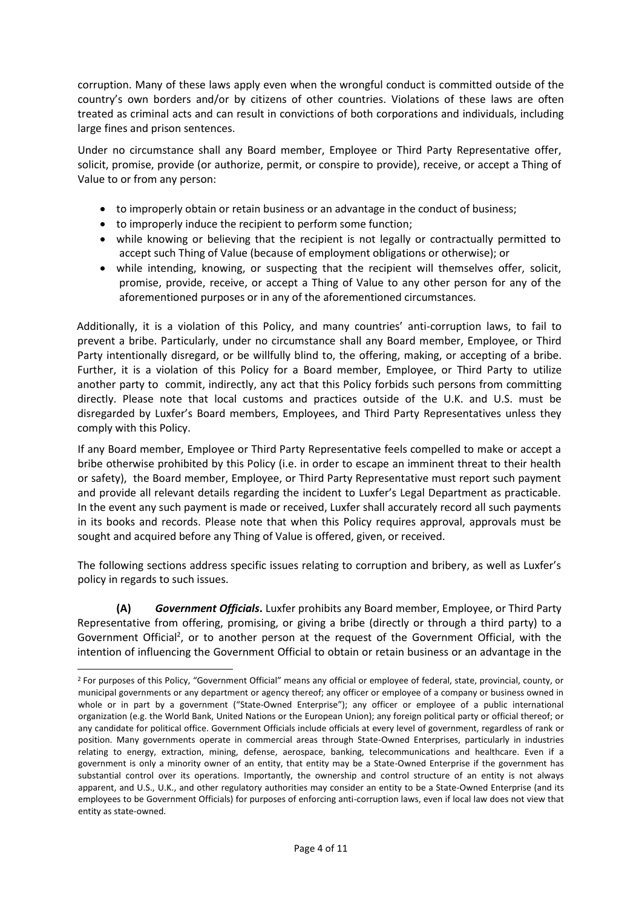corruption. Many of these laws apply even when the wrongful conduct is committed outside of the country's own borders and/or by citizens of other countries. Violations of these laws are often treated as criminal acts and can result in convictions of both corporations and individuals, including large fines and prison sentences.

Under no circumstance shall any Board member, Employee or Third Party Representative offer, solicit, promise, provide (or authorize, permit, or conspire to provide), receive, or accept a Thing of Value to or from any person:

- to improperly obtain or retain business or an advantage in the conduct of business;
- to improperly induce the recipient to perform some function;
- while knowing or believing that the recipient is not legally or contractually permitted to accept such Thing of Value (because of employment obligations or otherwise); or
- while intending, knowing, or suspecting that the recipient will themselves offer, solicit, promise, provide, receive, or accept a Thing of Value to any other person for any of the aforementioned purposes or in any of the aforementioned circumstances.

Additionally, it is a violation of this Policy, and many countries' anti-corruption laws, to fail to prevent a bribe. Particularly, under no circumstance shall any Board member, Employee, or Third Party intentionally disregard, or be willfully blind to, the offering, making, or accepting of a bribe. Further, it is a violation of this Policy for a Board member, Employee, or Third Party to utilize another party to commit, indirectly, any act that this Policy forbids such persons from committing directly. Please note that local customs and practices outside of the U.K. and U.S. must be disregarded by Luxfer's Board members, Employees, and Third Party Representatives unless they comply with this Policy.

If any Board member, Employee or Third Party Representative feels compelled to make or accept a bribe otherwise prohibited by this Policy (i.e. in order to escape an imminent threat to their health or safety), the Board member, Employee, or Third Party Representative must report such payment and provide all relevant details regarding the incident to Luxfer's Legal Department as practicable. In the event any such payment is made or received, Luxfer shall accurately record all such payments in its books and records. Please note that when this Policy requires approval, approvals must be sought and acquired before any Thing of Value is offered, given, or received.

The following sections address specific issues relating to corruption and bribery, as well as Luxfer's policy in regards to such issues.

**(A)** ***Government Officials*.** Luxfer prohibits any Board member, Employee, or Third Party Representative from offering, promising, or giving a bribe (directly or through a third party) to a Government Official[2], or to another person at the request of the Government Official, with the intention of influencing the Government Official to obtain or retain business or an advantage in the

---

[2] For purposes of this Policy, "Government Official" means any official or employee of federal, state, provincial, county, or municipal governments or any department or agency thereof; any officer or employee of a company or business owned in whole or in part by a government ("State-Owned Enterprise"); any officer or employee of a public international organization (e.g. the World Bank, United Nations or the European Union); any foreign political party or official thereof; or any candidate for political office. Government Officials include officials at every level of government, regardless of rank or position. Many governments operate in commercial areas through State-Owned Enterprises, particularly in industries relating to energy, extraction, mining, defense, aerospace, banking, telecommunications and healthcare. Even if a government is only a minority owner of an entity, that entity may be a State-Owned Enterprise if the government has substantial control over its operations. Importantly, the ownership and control structure of an entity is not always apparent, and U.S., U.K., and other regulatory authorities may consider an entity to be a State-Owned Enterprise (and its employees to be Government Officials) for purposes of enforcing anti-corruption laws, even if local law does not view that entity as state-owned.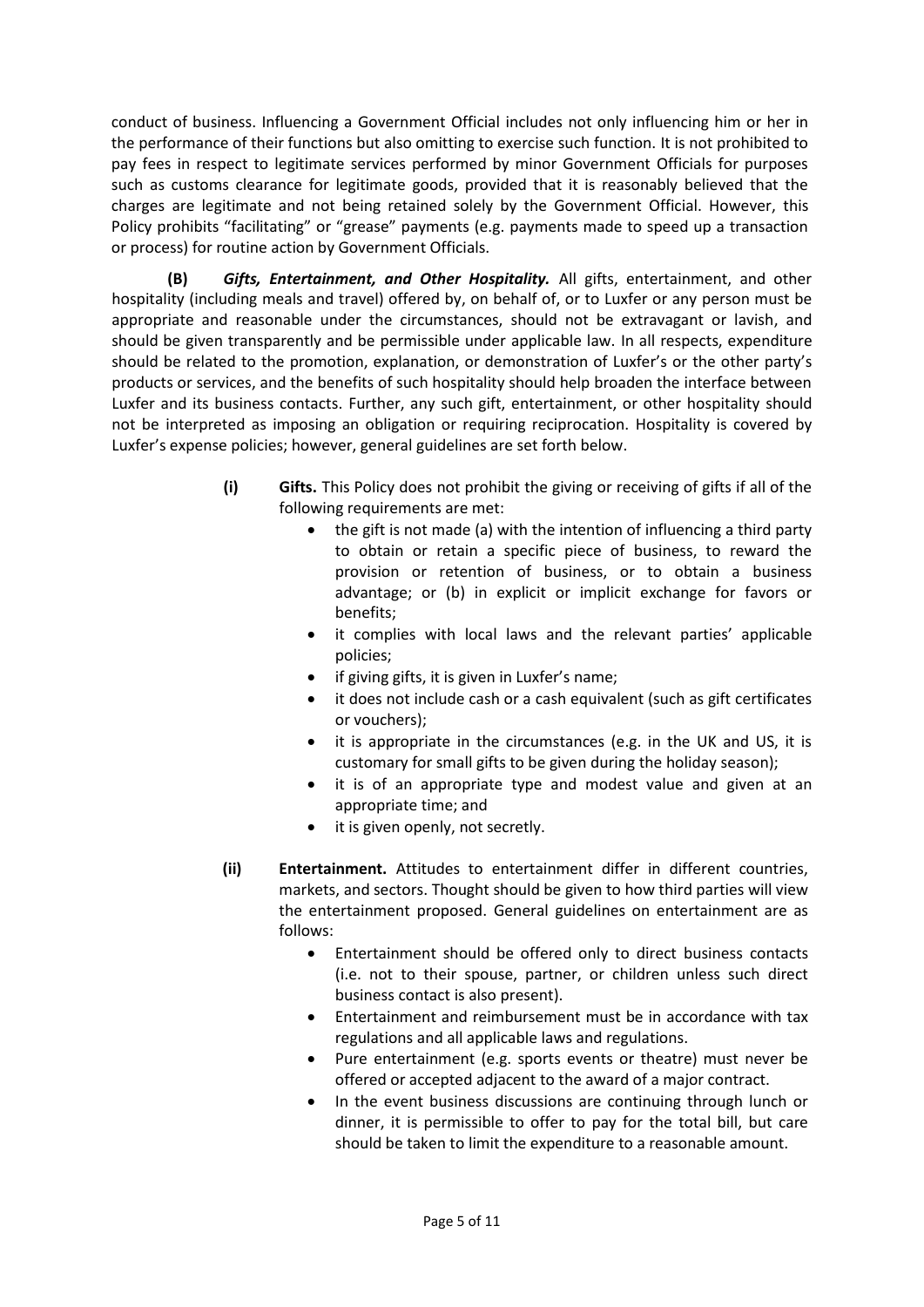conduct of business. Influencing a Government Official includes not only influencing him or her in the performance of their functions but also omitting to exercise such function. It is not prohibited to pay fees in respect to legitimate services performed by minor Government Officials for purposes such as customs clearance for legitimate goods, provided that it is reasonably believed that the charges are legitimate and not being retained solely by the Government Official. However, this Policy prohibits "facilitating" or "grease" payments (e.g. payments made to speed up a transaction or process) for routine action by Government Officials.

**(B)** ***Gifts, Entertainment, and Other Hospitality.*** All gifts, entertainment, and other hospitality (including meals and travel) offered by, on behalf of, or to Luxfer or any person must be appropriate and reasonable under the circumstances, should not be extravagant or lavish, and should be given transparently and be permissible under applicable law. In all respects, expenditure should be related to the promotion, explanation, or demonstration of Luxfer's or the other party's products or services, and the benefits of such hospitality should help broaden the interface between Luxfer and its business contacts. Further, any such gift, entertainment, or other hospitality should not be interpreted as imposing an obligation or requiring reciprocation. Hospitality is covered by Luxfer's expense policies; however, general guidelines are set forth below.

**(i)** **Gifts.** This Policy does not prohibit the giving or receiving of gifts if all of the following requirements are met:

- the gift is not made (a) with the intention of influencing a third party to obtain or retain a specific piece of business, to reward the provision or retention of business, or to obtain a business advantage; or (b) in explicit or implicit exchange for favors or benefits;
- it complies with local laws and the relevant parties' applicable policies;
- if giving gifts, it is given in Luxfer's name;
- it does not include cash or a cash equivalent (such as gift certificates or vouchers);
- it is appropriate in the circumstances (e.g. in the UK and US, it is customary for small gifts to be given during the holiday season);
- it is of an appropriate type and modest value and given at an appropriate time; and
- it is given openly, not secretly.

**(ii)** **Entertainment.** Attitudes to entertainment differ in different countries, markets, and sectors. Thought should be given to how third parties will view the entertainment proposed. General guidelines on entertainment are as follows:

- Entertainment should be offered only to direct business contacts (i.e. not to their spouse, partner, or children unless such direct business contact is also present).
- Entertainment and reimbursement must be in accordance with tax regulations and all applicable laws and regulations.
- Pure entertainment (e.g. sports events or theatre) must never be offered or accepted adjacent to the award of a major contract.
- In the event business discussions are continuing through lunch or dinner, it is permissible to offer to pay for the total bill, but care should be taken to limit the expenditure to a reasonable amount.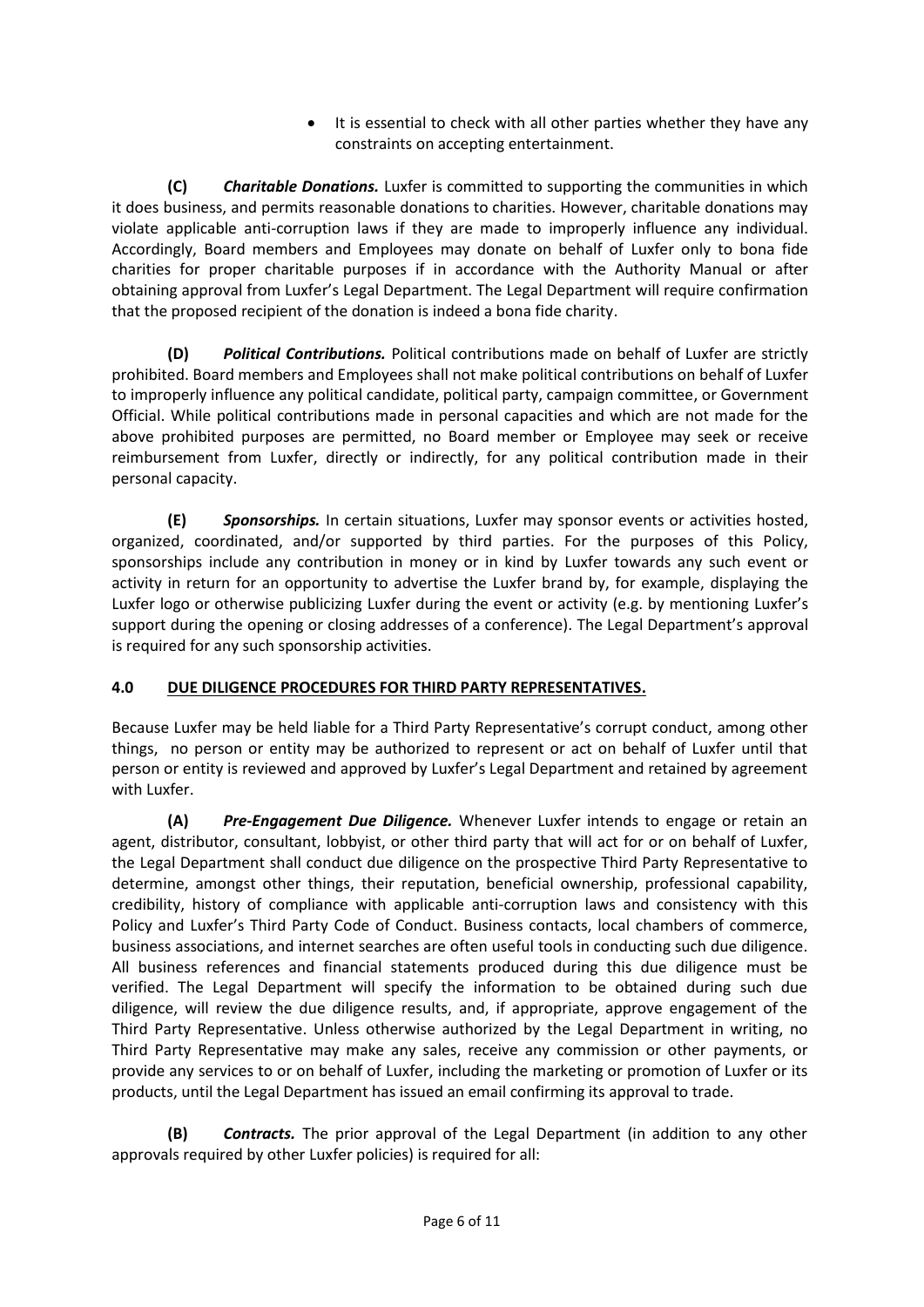- It is essential to check with all other parties whether they have any constraints on accepting entertainment.

**(C)** ***Charitable Donations.*** Luxfer is committed to supporting the communities in which it does business, and permits reasonable donations to charities. However, charitable donations may violate applicable anti-corruption laws if they are made to improperly influence any individual. Accordingly, Board members and Employees may donate on behalf of Luxfer only to bona fide charities for proper charitable purposes if in accordance with the Authority Manual or after obtaining approval from Luxfer's Legal Department. The Legal Department will require confirmation that the proposed recipient of the donation is indeed a bona fide charity.

**(D)** ***Political Contributions.*** Political contributions made on behalf of Luxfer are strictly prohibited. Board members and Employees shall not make political contributions on behalf of Luxfer to improperly influence any political candidate, political party, campaign committee, or Government Official. While political contributions made in personal capacities and which are not made for the above prohibited purposes are permitted, no Board member or Employee may seek or receive reimbursement from Luxfer, directly or indirectly, for any political contribution made in their personal capacity.

**(E)** ***Sponsorships.*** In certain situations, Luxfer may sponsor events or activities hosted, organized, coordinated, and/or supported by third parties. For the purposes of this Policy, sponsorships include any contribution in money or in kind by Luxfer towards any such event or activity in return for an opportunity to advertise the Luxfer brand by, for example, displaying the Luxfer logo or otherwise publicizing Luxfer during the event or activity (e.g. by mentioning Luxfer's support during the opening or closing addresses of a conference). The Legal Department's approval is required for any such sponsorship activities.

## 4.0 DUE DILIGENCE PROCEDURES FOR THIRD PARTY REPRESENTATIVES.

Because Luxfer may be held liable for a Third Party Representative's corrupt conduct, among other things, no person or entity may be authorized to represent or act on behalf of Luxfer until that person or entity is reviewed and approved by Luxfer's Legal Department and retained by agreement with Luxfer.

**(A)** ***Pre-Engagement Due Diligence.*** Whenever Luxfer intends to engage or retain an agent, distributor, consultant, lobbyist, or other third party that will act for or on behalf of Luxfer, the Legal Department shall conduct due diligence on the prospective Third Party Representative to determine, amongst other things, their reputation, beneficial ownership, professional capability, credibility, history of compliance with applicable anti-corruption laws and consistency with this Policy and Luxfer's Third Party Code of Conduct. Business contacts, local chambers of commerce, business associations, and internet searches are often useful tools in conducting such due diligence. All business references and financial statements produced during this due diligence must be verified. The Legal Department will specify the information to be obtained during such due diligence, will review the due diligence results, and, if appropriate, approve engagement of the Third Party Representative. Unless otherwise authorized by the Legal Department in writing, no Third Party Representative may make any sales, receive any commission or other payments, or provide any services to or on behalf of Luxfer, including the marketing or promotion of Luxfer or its products, until the Legal Department has issued an email confirming its approval to trade.

**(B)** ***Contracts.*** The prior approval of the Legal Department (in addition to any other approvals required by other Luxfer policies) is required for all: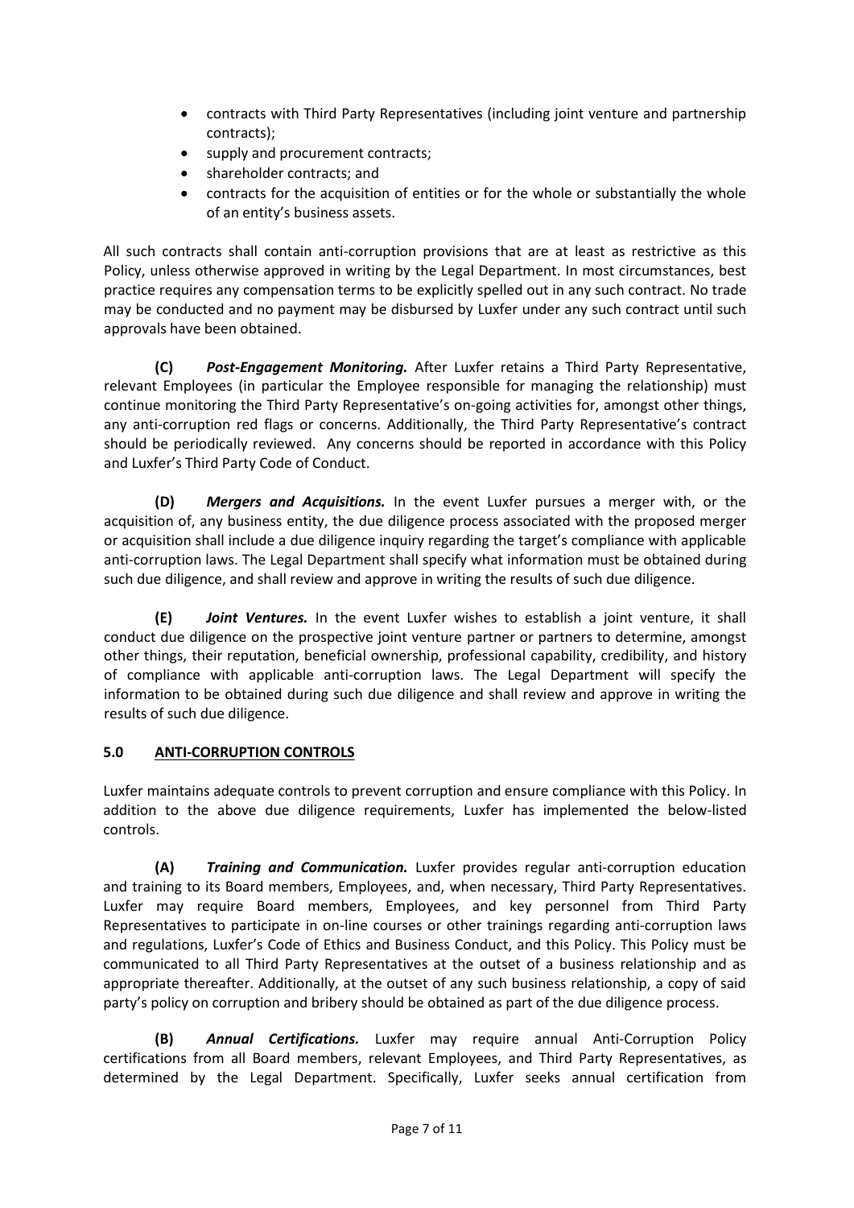- contracts with Third Party Representatives (including joint venture and partnership contracts);
- supply and procurement contracts;
- shareholder contracts; and
- contracts for the acquisition of entities or for the whole or substantially the whole of an entity's business assets.

All such contracts shall contain anti-corruption provisions that are at least as restrictive as this Policy, unless otherwise approved in writing by the Legal Department. In most circumstances, best practice requires any compensation terms to be explicitly spelled out in any such contract. No trade may be conducted and no payment may be disbursed by Luxfer under any such contract until such approvals have been obtained.

**(C)** ***Post-Engagement Monitoring.*** After Luxfer retains a Third Party Representative, relevant Employees (in particular the Employee responsible for managing the relationship) must continue monitoring the Third Party Representative's on-going activities for, amongst other things, any anti-corruption red flags or concerns. Additionally, the Third Party Representative's contract should be periodically reviewed. Any concerns should be reported in accordance with this Policy and Luxfer's Third Party Code of Conduct.

**(D)** ***Mergers and Acquisitions.*** In the event Luxfer pursues a merger with, or the acquisition of, any business entity, the due diligence process associated with the proposed merger or acquisition shall include a due diligence inquiry regarding the target's compliance with applicable anti-corruption laws. The Legal Department shall specify what information must be obtained during such due diligence, and shall review and approve in writing the results of such due diligence.

**(E)** ***Joint Ventures.*** In the event Luxfer wishes to establish a joint venture, it shall conduct due diligence on the prospective joint venture partner or partners to determine, amongst other things, their reputation, beneficial ownership, professional capability, credibility, and history of compliance with applicable anti-corruption laws. The Legal Department will specify the information to be obtained during such due diligence and shall review and approve in writing the results of such due diligence.

## 5.0 ANTI-CORRUPTION CONTROLS

Luxfer maintains adequate controls to prevent corruption and ensure compliance with this Policy. In addition to the above due diligence requirements, Luxfer has implemented the below-listed controls.

**(A)** ***Training and Communication.*** Luxfer provides regular anti-corruption education and training to its Board members, Employees, and, when necessary, Third Party Representatives. Luxfer may require Board members, Employees, and key personnel from Third Party Representatives to participate in on-line courses or other trainings regarding anti-corruption laws and regulations, Luxfer's Code of Ethics and Business Conduct, and this Policy. This Policy must be communicated to all Third Party Representatives at the outset of a business relationship and as appropriate thereafter. Additionally, at the outset of any such business relationship, a copy of said party's policy on corruption and bribery should be obtained as part of the due diligence process.

**(B)** ***Annual Certifications.*** Luxfer may require annual Anti-Corruption Policy certifications from all Board members, relevant Employees, and Third Party Representatives, as determined by the Legal Department. Specifically, Luxfer seeks annual certification from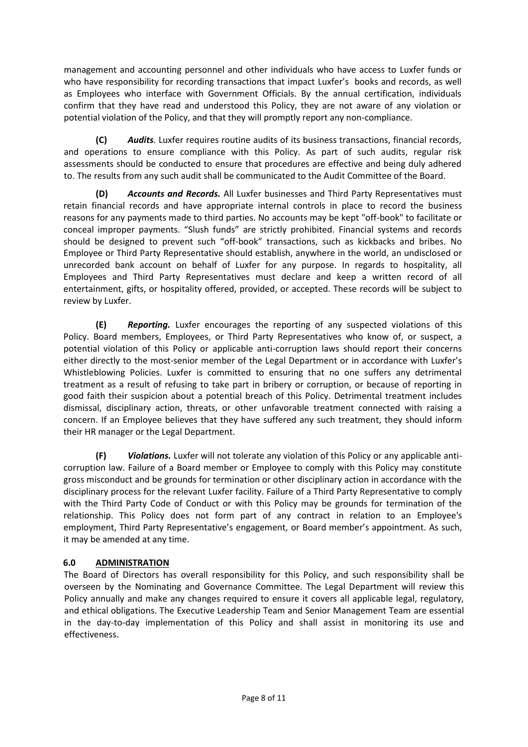management and accounting personnel and other individuals who have access to Luxfer funds or who have responsibility for recording transactions that impact Luxfer's books and records, as well as Employees who interface with Government Officials. By the annual certification, individuals confirm that they have read and understood this Policy, they are not aware of any violation or potential violation of the Policy, and that they will promptly report any non-compliance.

**(C)** ***Audits.*** Luxfer requires routine audits of its business transactions, financial records, and operations to ensure compliance with this Policy. As part of such audits, regular risk assessments should be conducted to ensure that procedures are effective and being duly adhered to. The results from any such audit shall be communicated to the Audit Committee of the Board.

**(D)** ***Accounts and Records.*** All Luxfer businesses and Third Party Representatives must retain financial records and have appropriate internal controls in place to record the business reasons for any payments made to third parties. No accounts may be kept "off-book" to facilitate or conceal improper payments. "Slush funds" are strictly prohibited. Financial systems and records should be designed to prevent such "off-book" transactions, such as kickbacks and bribes. No Employee or Third Party Representative should establish, anywhere in the world, an undisclosed or unrecorded bank account on behalf of Luxfer for any purpose. In regards to hospitality, all Employees and Third Party Representatives must declare and keep a written record of all entertainment, gifts, or hospitality offered, provided, or accepted. These records will be subject to review by Luxfer.

**(E)** ***Reporting.*** Luxfer encourages the reporting of any suspected violations of this Policy. Board members, Employees, or Third Party Representatives who know of, or suspect, a potential violation of this Policy or applicable anti-corruption laws should report their concerns either directly to the most-senior member of the Legal Department or in accordance with Luxfer's Whistleblowing Policies. Luxfer is committed to ensuring that no one suffers any detrimental treatment as a result of refusing to take part in bribery or corruption, or because of reporting in good faith their suspicion about a potential breach of this Policy. Detrimental treatment includes dismissal, disciplinary action, threats, or other unfavorable treatment connected with raising a concern. If an Employee believes that they have suffered any such treatment, they should inform their HR manager or the Legal Department.

**(F)** ***Violations.*** Luxfer will not tolerate any violation of this Policy or any applicable anti-corruption law. Failure of a Board member or Employee to comply with this Policy may constitute gross misconduct and be grounds for termination or other disciplinary action in accordance with the disciplinary process for the relevant Luxfer facility. Failure of a Third Party Representative to comply with the Third Party Code of Conduct or with this Policy may be grounds for termination of the relationship. This Policy does not form part of any contract in relation to an Employee's employment, Third Party Representative's engagement, or Board member's appointment. As such, it may be amended at any time.

## 6.0 ADMINISTRATION

The Board of Directors has overall responsibility for this Policy, and such responsibility shall be overseen by the Nominating and Governance Committee. The Legal Department will review this Policy annually and make any changes required to ensure it covers all applicable legal, regulatory, and ethical obligations. The Executive Leadership Team and Senior Management Team are essential in the day-to-day implementation of this Policy and shall assist in monitoring its use and effectiveness.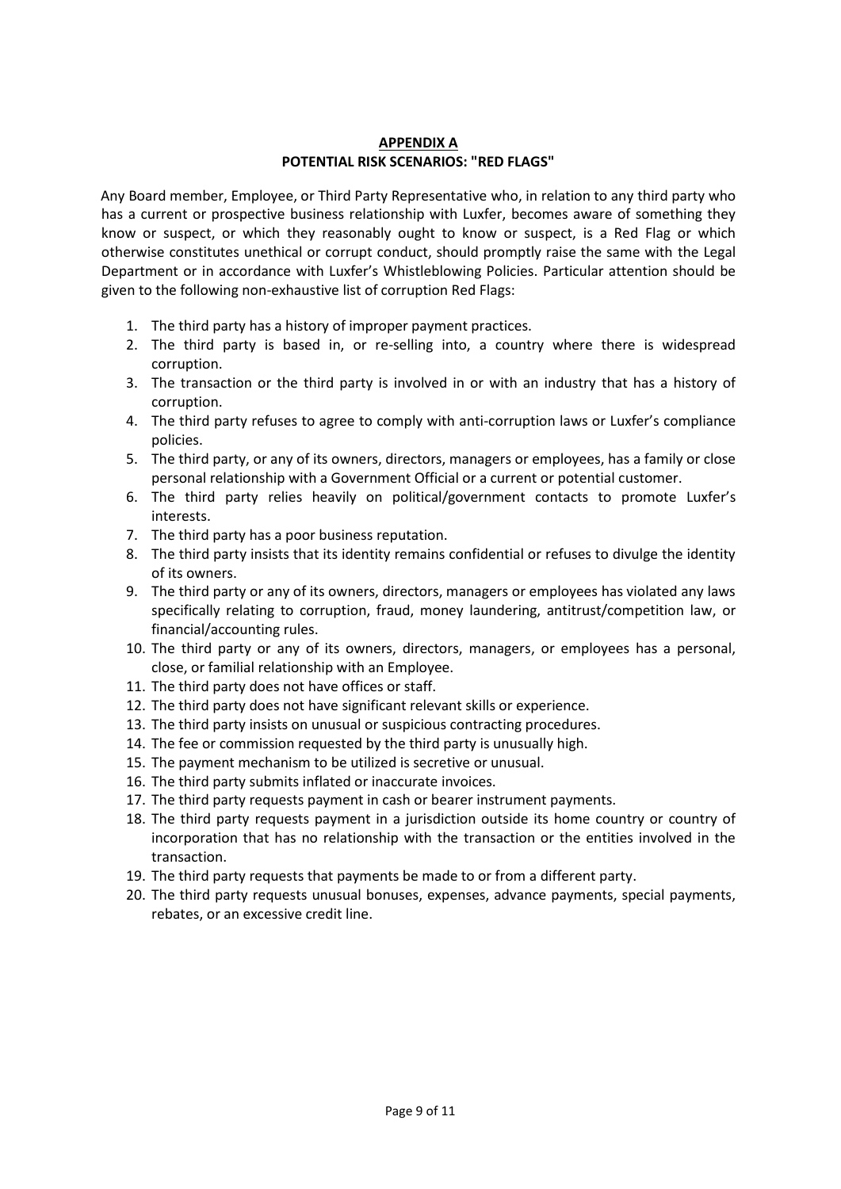## APPENDIX A

## POTENTIAL RISK SCENARIOS: "RED FLAGS"

Any Board member, Employee, or Third Party Representative who, in relation to any third party who has a current or prospective business relationship with Luxfer, becomes aware of something they know or suspect, or which they reasonably ought to know or suspect, is a Red Flag or which otherwise constitutes unethical or corrupt conduct, should promptly raise the same with the Legal Department or in accordance with Luxfer's Whistleblowing Policies. Particular attention should be given to the following non-exhaustive list of corruption Red Flags:

1. The third party has a history of improper payment practices.
2. The third party is based in, or re-selling into, a country where there is widespread corruption.
3. The transaction or the third party is involved in or with an industry that has a history of corruption.
4. The third party refuses to agree to comply with anti-corruption laws or Luxfer's compliance policies.
5. The third party, or any of its owners, directors, managers or employees, has a family or close personal relationship with a Government Official or a current or potential customer.
6. The third party relies heavily on political/government contacts to promote Luxfer's interests.
7. The third party has a poor business reputation.
8. The third party insists that its identity remains confidential or refuses to divulge the identity of its owners.
9. The third party or any of its owners, directors, managers or employees has violated any laws specifically relating to corruption, fraud, money laundering, antitrust/competition law, or financial/accounting rules.
10. The third party or any of its owners, directors, managers, or employees has a personal, close, or familial relationship with an Employee.
11. The third party does not have offices or staff.
12. The third party does not have significant relevant skills or experience.
13. The third party insists on unusual or suspicious contracting procedures.
14. The fee or commission requested by the third party is unusually high.
15. The payment mechanism to be utilized is secretive or unusual.
16. The third party submits inflated or inaccurate invoices.
17. The third party requests payment in cash or bearer instrument payments.
18. The third party requests payment in a jurisdiction outside its home country or country of incorporation that has no relationship with the transaction or the entities involved in the transaction.
19. The third party requests that payments be made to or from a different party.
20. The third party requests unusual bonuses, expenses, advance payments, special payments, rebates, or an excessive credit line.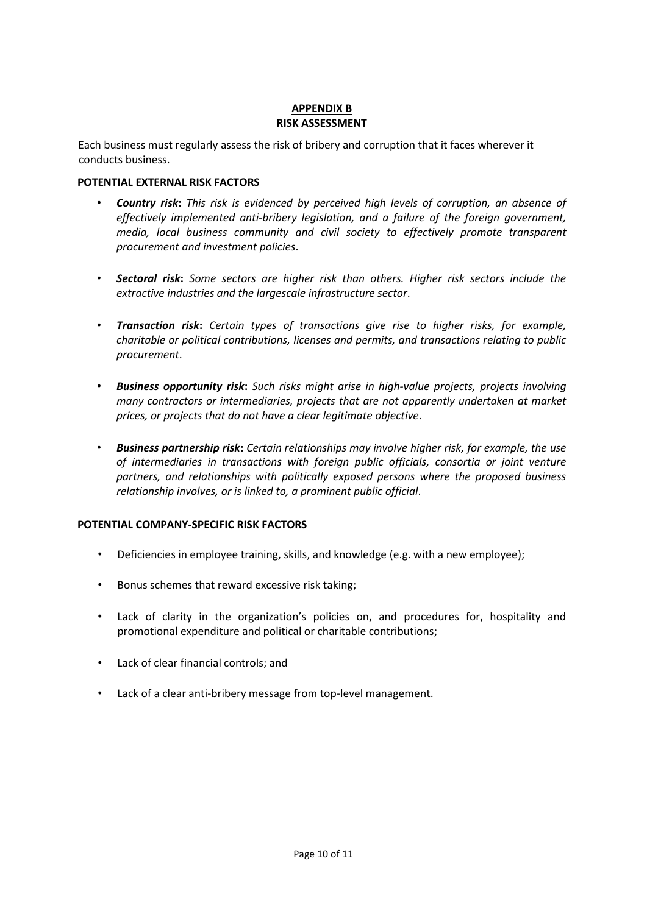# APPENDIX B
## RISK ASSESSMENT

Each business must regularly assess the risk of bribery and corruption that it faces wherever it conducts business.

### POTENTIAL EXTERNAL RISK FACTORS

- ***Country risk*****:** *This risk is evidenced by perceived high levels of corruption, an absence of effectively implemented anti-bribery legislation, and a failure of the foreign government, media, local business community and civil society to effectively promote transparent procurement and investment policies*.
- ***Sectoral risk*****:** *Some sectors are higher risk than others. Higher risk sectors include the extractive industries and the largescale infrastructure sector*.
- ***Transaction risk*****:** *Certain types of transactions give rise to higher risks, for example, charitable or political contributions, licenses and permits, and transactions relating to public procurement*.
- ***Business opportunity risk*****:** *Such risks might arise in high-value projects, projects involving many contractors or intermediaries, projects that are not apparently undertaken at market prices, or projects that do not have a clear legitimate objective*.
- ***Business partnership risk*****:** *Certain relationships may involve higher risk, for example, the use of intermediaries in transactions with foreign public officials, consortia or joint venture partners, and relationships with politically exposed persons where the proposed business relationship involves, or is linked to, a prominent public official*.

### POTENTIAL COMPANY-SPECIFIC RISK FACTORS

- Deficiencies in employee training, skills, and knowledge (e.g. with a new employee);
- Bonus schemes that reward excessive risk taking;
- Lack of clarity in the organization's policies on, and procedures for, hospitality and promotional expenditure and political or charitable contributions;
- Lack of clear financial controls; and
- Lack of a clear anti-bribery message from top-level management.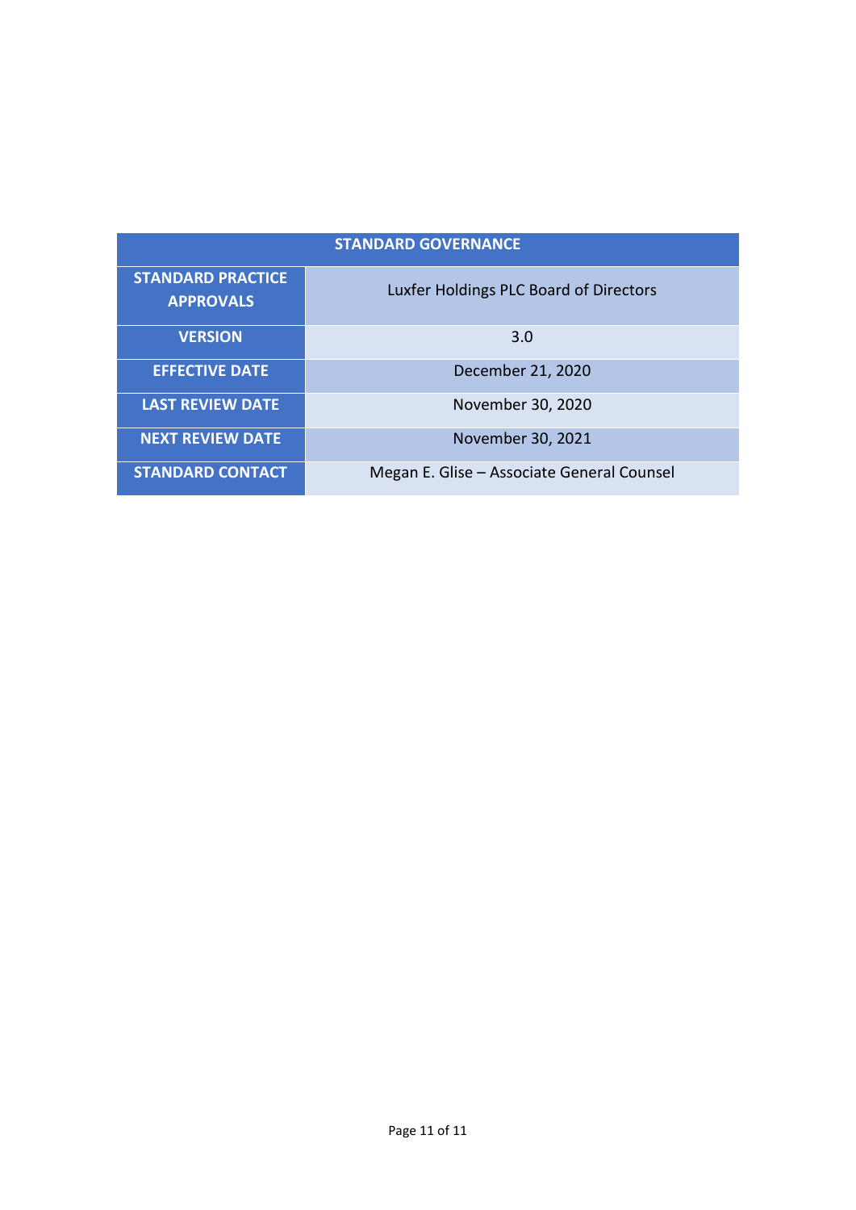| STANDARD GOVERNANCE | |
|---|---|
| **STANDARD PRACTICE APPROVALS** | Luxfer Holdings PLC Board of Directors |
| **VERSION** | 3.0 |
| **EFFECTIVE DATE** | December 21, 2020 |
| **LAST REVIEW DATE** | November 30, 2020 |
| **NEXT REVIEW DATE** | November 30, 2021 |
| **STANDARD CONTACT** | Megan E. Glise – Associate General Counsel |